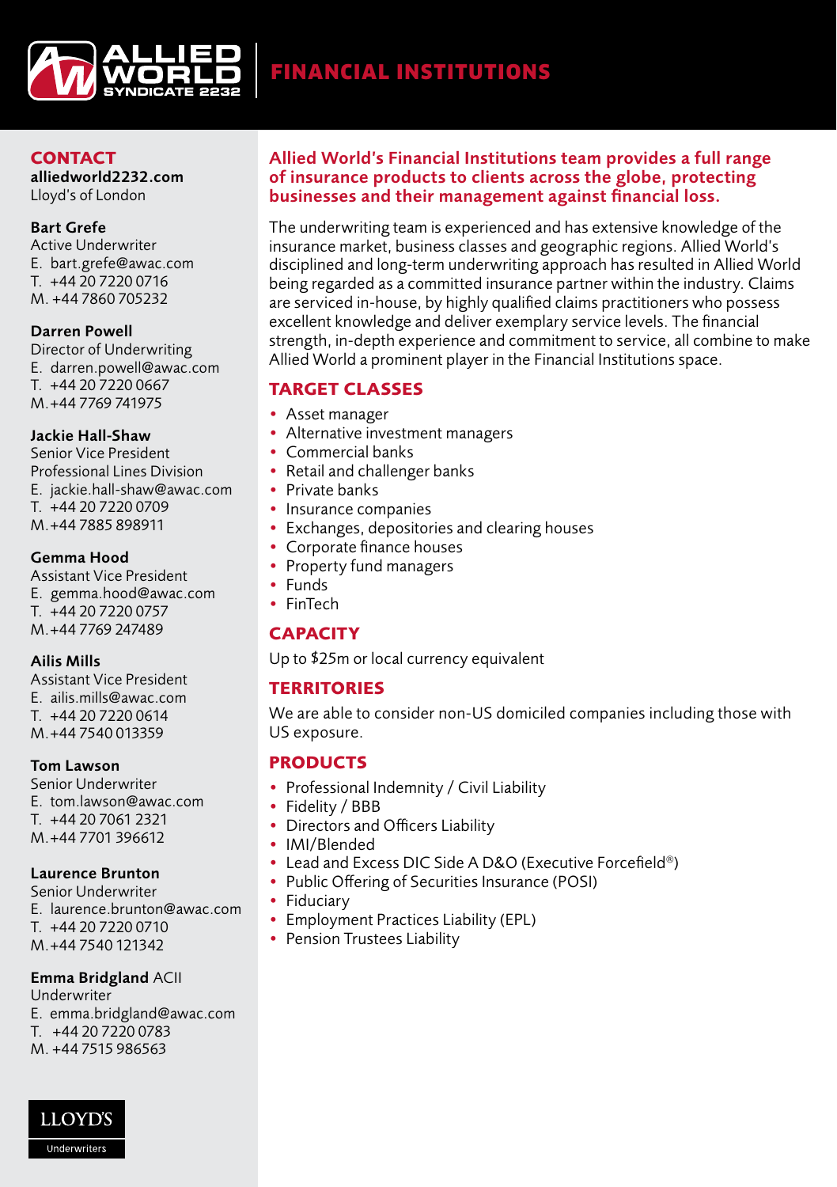# FINANCIAL INSTITUTIONS

## CONTACT

**alliedworld2232.com**
Lloyd's of London

**Bart Grefe**
Active Underwriter
E. bart.grefe@awac.com
T. +44 20 7220 0716
M. +44 7860 705232

**Darren Powell**
Director of Underwriting
E. darren.powell@awac.com
T. +44 20 7220 0667
M. +44 7769 741975

**Jackie Hall-Shaw**
Senior Vice President
Professional Lines Division
E. jackie.hall-shaw@awac.com
T. +44 20 7220 0709
M. +44 7885 898911

**Gemma Hood**
Assistant Vice President
E. gemma.hood@awac.com
T. +44 20 7220 0757
M. +44 7769 247489

**Ailis Mills**
Assistant Vice President
E. ailis.mills@awac.com
T. +44 20 7220 0614
M. +44 7540 013359

**Tom Lawson**
Senior Underwriter
E. tom.lawson@awac.com
T. +44 20 7061 2321
M. +44 7701 396612

**Laurence Brunton**
Senior Underwriter
E. laurence.brunton@awac.com
T. +44 20 7220 0710
M. +44 7540 121342

**Emma Bridgland** ACII
Underwriter
E. emma.bridgland@awac.com
T. +44 20 7220 0783
M. +44 7515 986563

**Allied World's Financial Institutions team provides a full range of insurance products to clients across the globe, protecting businesses and their management against financial loss.**

The underwriting team is experienced and has extensive knowledge of the insurance market, business classes and geographic regions. Allied World's disciplined and long-term underwriting approach has resulted in Allied World being regarded as a committed insurance partner within the industry. Claims are serviced in-house, by highly qualified claims practitioners who possess excellent knowledge and deliver exemplary service levels. The financial strength, in-depth experience and commitment to service, all combine to make Allied World a prominent player in the Financial Institutions space.

## TARGET CLASSES

- Asset manager
- Alternative investment managers
- Commercial banks
- Retail and challenger banks
- Private banks
- Insurance companies
- Exchanges, depositories and clearing houses
- Corporate finance houses
- Property fund managers
- Funds
- FinTech

## CAPACITY

Up to $25m or local currency equivalent

## TERRITORIES

We are able to consider non-US domiciled companies including those with US exposure.

## PRODUCTS

- Professional Indemnity / Civil Liability
- Fidelity / BBB
- Directors and Officers Liability
- IMI/Blended
- Lead and Excess DIC Side A D&O (Executive Forcefield®)
- Public Offering of Securities Insurance (POSI)
- Fiduciary
- Employment Practices Liability (EPL)
- Pension Trustees Liability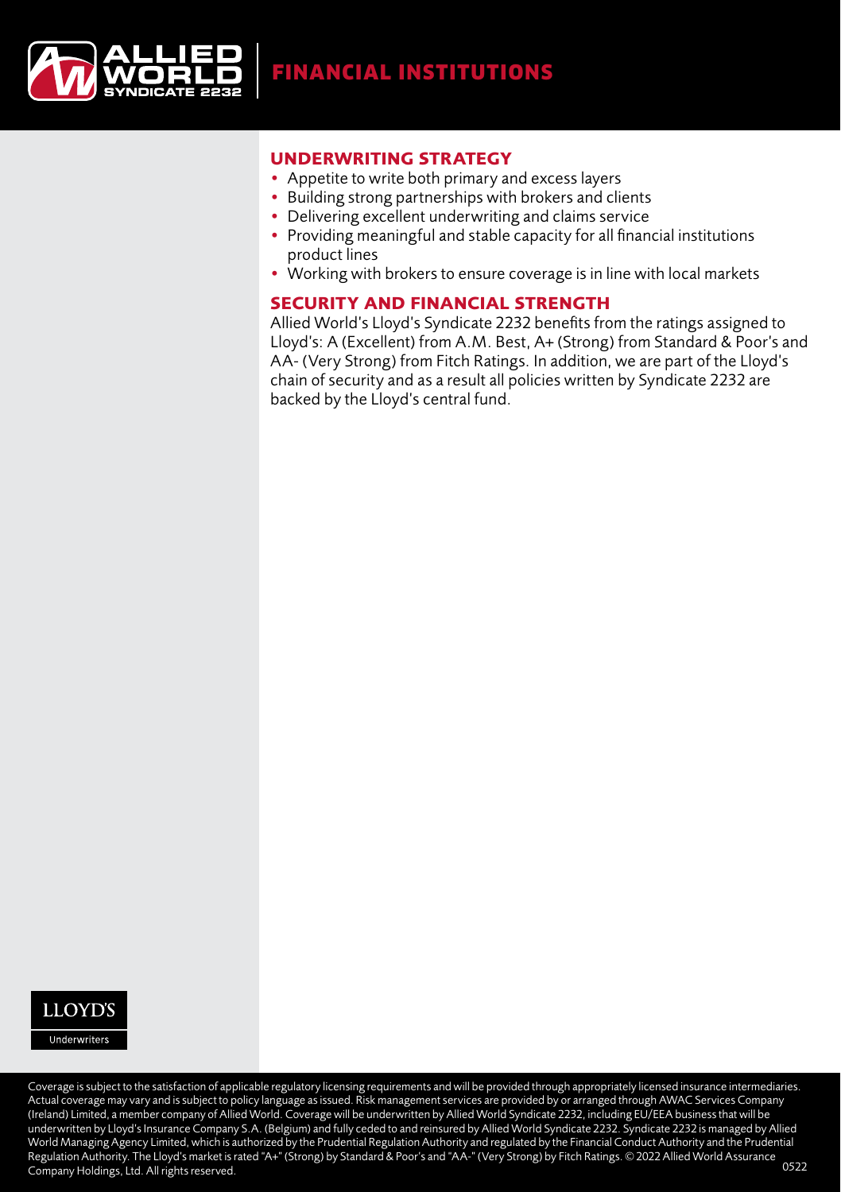## UNDERWRITING STRATEGY

- Appetite to write both primary and excess layers
- Building strong partnerships with brokers and clients
- Delivering excellent underwriting and claims service
- Providing meaningful and stable capacity for all financial institutions product lines
- Working with brokers to ensure coverage is in line with local markets

## SECURITY AND FINANCIAL STRENGTH

Allied World's Lloyd's Syndicate 2232 benefits from the ratings assigned to Lloyd's: A (Excellent) from A.M. Best, A+ (Strong) from Standard & Poor's and AA- (Very Strong) from Fitch Ratings. In addition, we are part of the Lloyd's chain of security and as a result all policies written by Syndicate 2232 are backed by the Lloyd's central fund.

LLOYD'S
Underwriters

Coverage is subject to the satisfaction of applicable regulatory licensing requirements and will be provided through appropriately licensed insurance intermediaries. Actual coverage may vary and is subject to policy language as issued. Risk management services are provided by or arranged through AWAC Services Company (Ireland) Limited, a member company of Allied World. Coverage will be underwritten by Allied World Syndicate 2232, including EU/EEA business that will be underwritten by Lloyd's Insurance Company S.A. (Belgium) and fully ceded to and reinsured by Allied World Syndicate 2232. Syndicate 2232 is managed by Allied World Managing Agency Limited, which is authorized by the Prudential Regulation Authority and regulated by the Financial Conduct Authority and the Prudential Regulation Authority. The Lloyd's market is rated "A+" (Strong) by Standard & Poor's and "AA-" (Very Strong) by Fitch Ratings. © 2022 Allied World Assurance Company Holdings, Ltd. All rights reserved. 0522